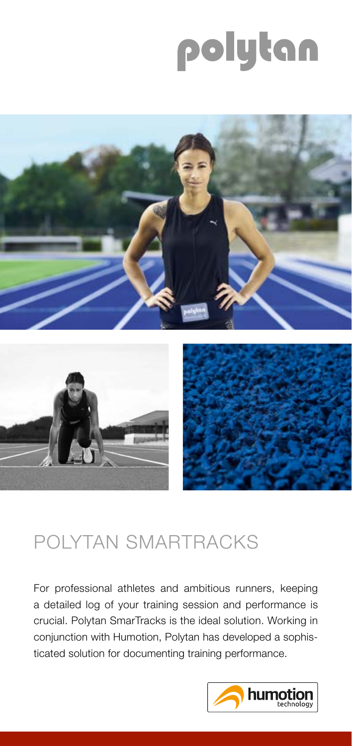# polytan

## POLYTAN SMARTRACKS

For professional athletes and ambitious runners, keeping a detailed log of your training session and performance is crucial. Polytan SmarTracks is the ideal solution. Working in conjunction with Humotion, Polytan has developed a sophisticated solution for documenting training performance.

humotion technology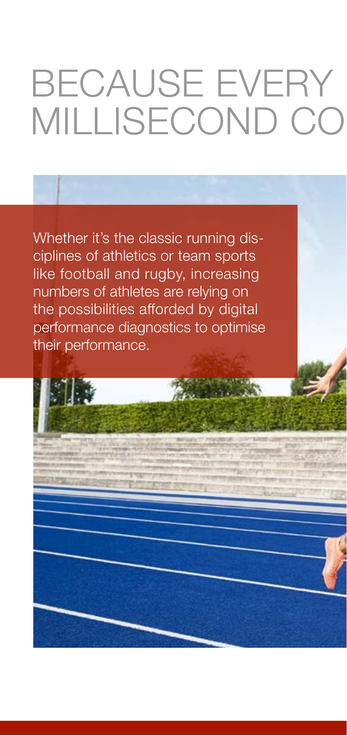# BECAUSE EVERY MILLISECOND CO

Whether it's the classic running disciplines of athletics or team sports like football and rugby, increasing numbers of athletes are relying on the possibilities afforded by digital performance diagnostics to optimise their performance.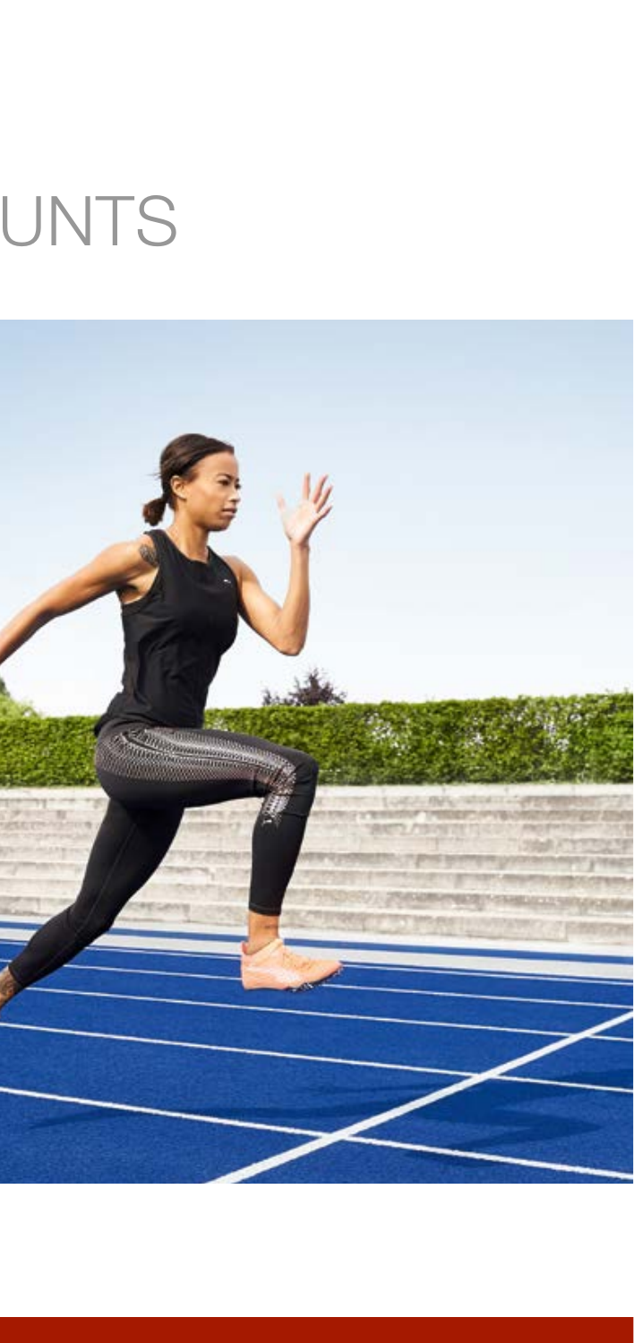UNTS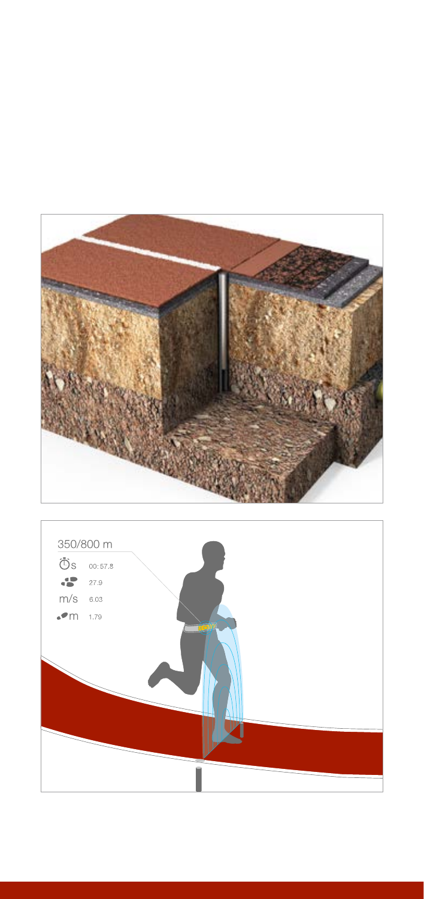350/800 m

s 00:57.8

27.9

m/s 6.03

m 1.79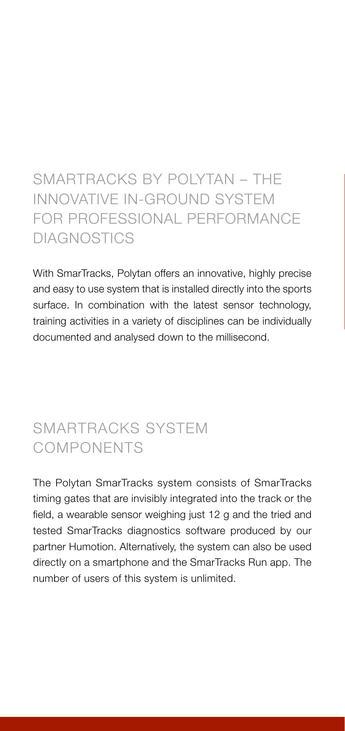## SMARTRACKS BY POLYTAN – THE INNOVATIVE IN-GROUND SYSTEM FOR PROFESSIONAL PERFORMANCE DIAGNOSTICS

With SmarTracks, Polytan offers an innovative, highly precise and easy to use system that is installed directly into the sports surface. In combination with the latest sensor technology, training activities in a variety of disciplines can be individually documented and analysed down to the millisecond.

## SMARTRACKS SYSTEM COMPONENTS

The Polytan SmarTracks system consists of SmarTracks timing gates that are invisibly integrated into the track or the field, a wearable sensor weighing just 12 g and the tried and tested SmarTracks diagnostics software produced by our partner Humotion. Alternatively, the system can also be used directly on a smartphone and the SmarTracks Run app. The number of users of this system is unlimited.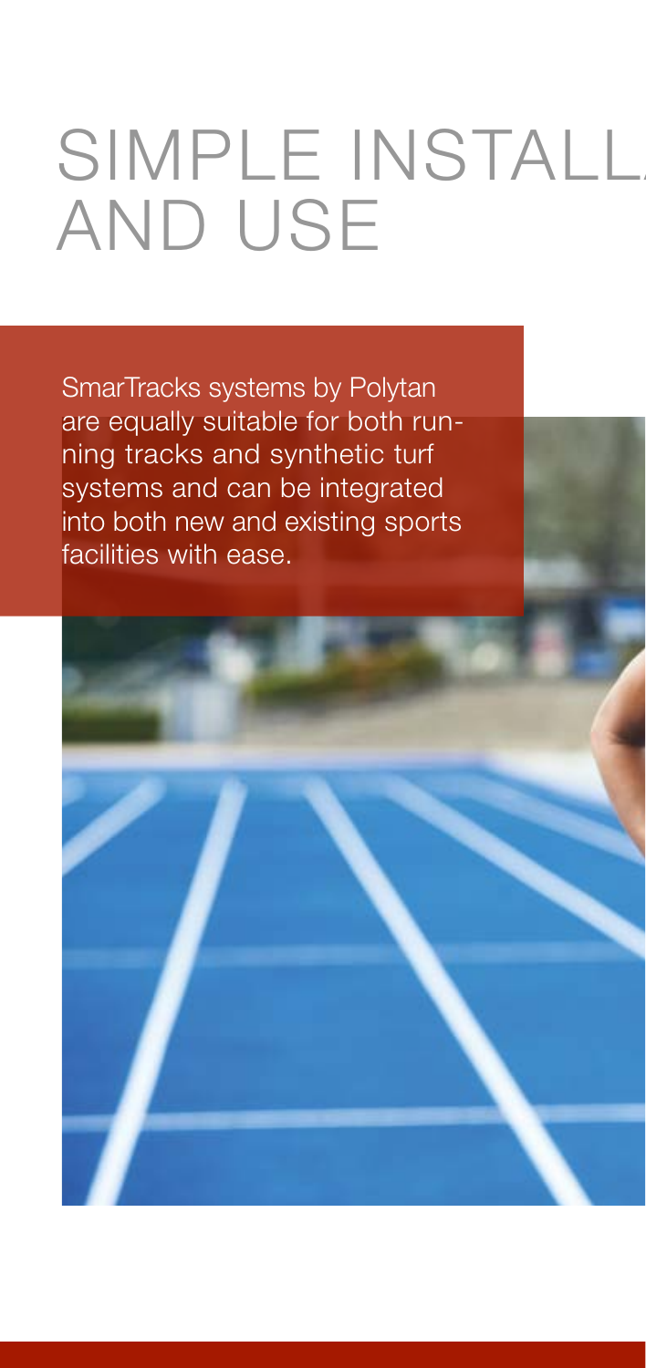# SIMPLE INSTALL AND USE

SmarTracks systems by Polytan are equally suitable for both running tracks and synthetic turf systems and can be integrated into both new and existing sports facilities with ease.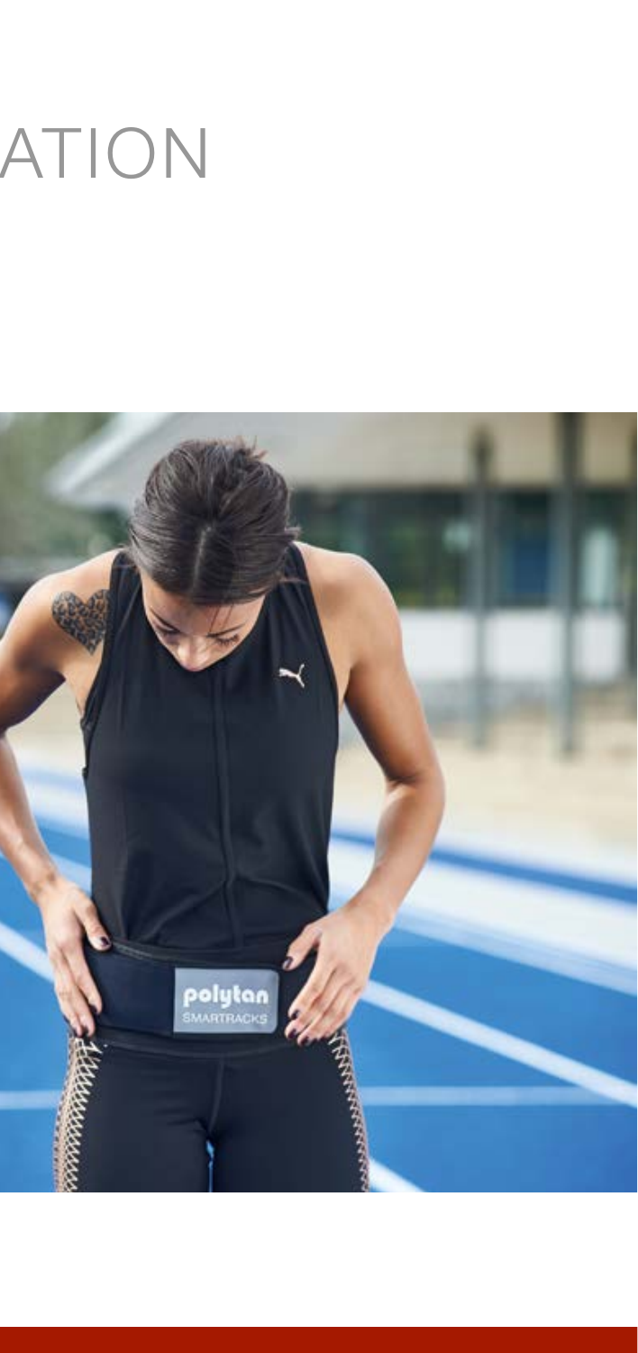# ATION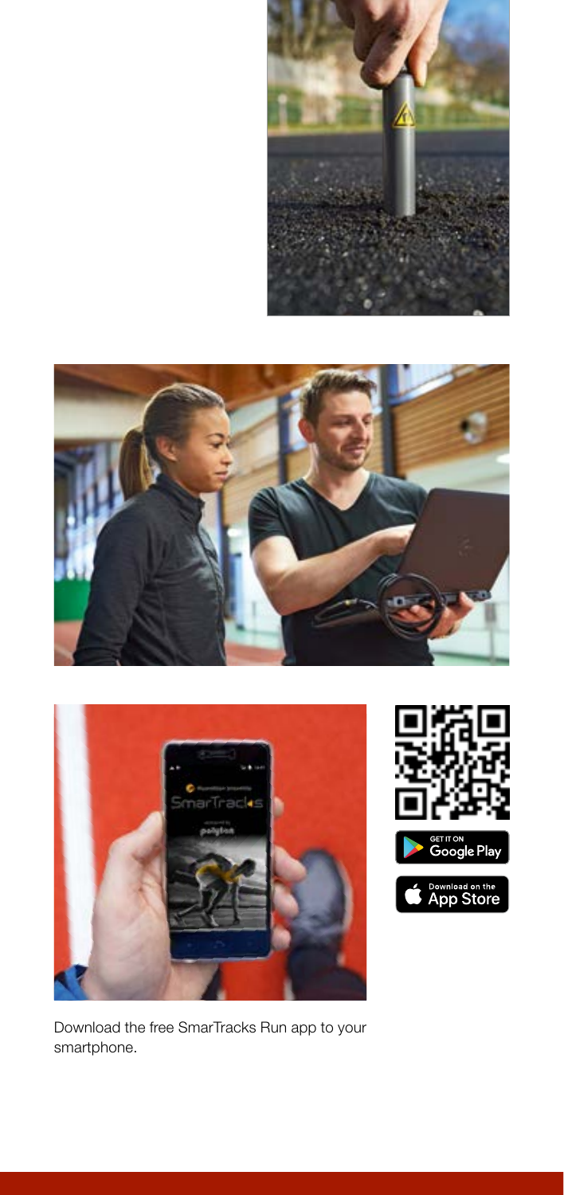Download the free SmarTracks Run app to your smartphone.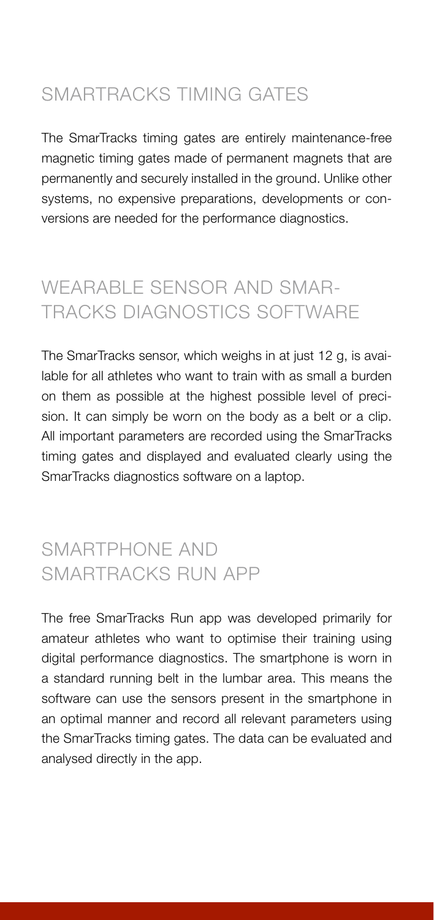## SMARTRACKS TIMING GATES

The SmarTracks timing gates are entirely maintenance-free magnetic timing gates made of permanent magnets that are permanently and securely installed in the ground. Unlike other systems, no expensive preparations, developments or conversions are needed for the performance diagnostics.

## WEARABLE SENSOR AND SMARTRACKS DIAGNOSTICS SOFTWARE

The SmarTracks sensor, which weighs in at just 12 g, is available for all athletes who want to train with as small a burden on them as possible at the highest possible level of precision. It can simply be worn on the body as a belt or a clip. All important parameters are recorded using the SmarTracks timing gates and displayed and evaluated clearly using the SmarTracks diagnostics software on a laptop.

## SMARTPHONE AND SMARTRACKS RUN APP

The free SmarTracks Run app was developed primarily for amateur athletes who want to optimise their training using digital performance diagnostics. The smartphone is worn in a standard running belt in the lumbar area. This means the software can use the sensors present in the smartphone in an optimal manner and record all relevant parameters using the SmarTracks timing gates. The data can be evaluated and analysed directly in the app.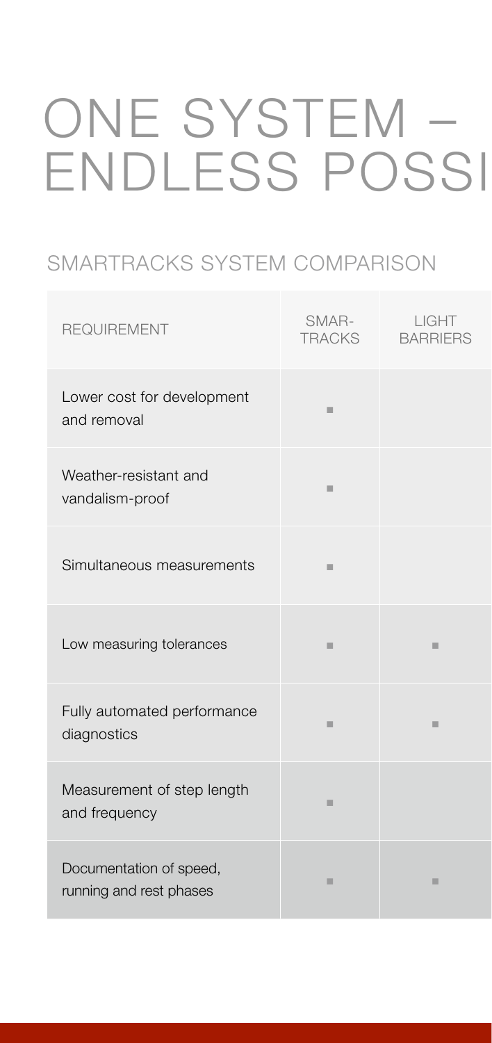# ONE SYSTEM – ENDLESS POSSI

## SMARTRACKS SYSTEM COMPARISON

| REQUIREMENT | SMAR-TRACKS | LIGHT BARRIERS |
|---|---|---|
| Lower cost for development and removal | ■ | |
| Weather-resistant and vandalism-proof | ■ | |
| Simultaneous measurements | ■ | |
| Low measuring tolerances | ■ | ■ |
| Fully automated performance diagnostics | ■ | ■ |
| Measurement of step length and frequency | ■ | |
| Documentation of speed, running and rest phases | ■ | ■ |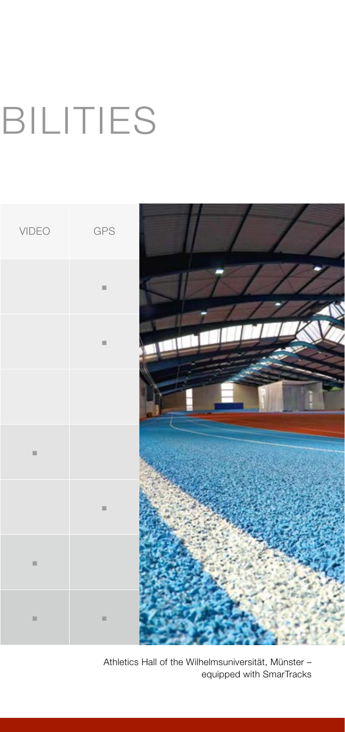# BILITIES

| VIDEO | GPS |
| --- | --- |
| | ▪ |
| | ▪ |
| | |
| ▪ | |
| | ▪ |
| ▪ | |
| ▪ | ▪ |

Athletics Hall of the Wilhelmsuniversität, Münster – equipped with SmarTracks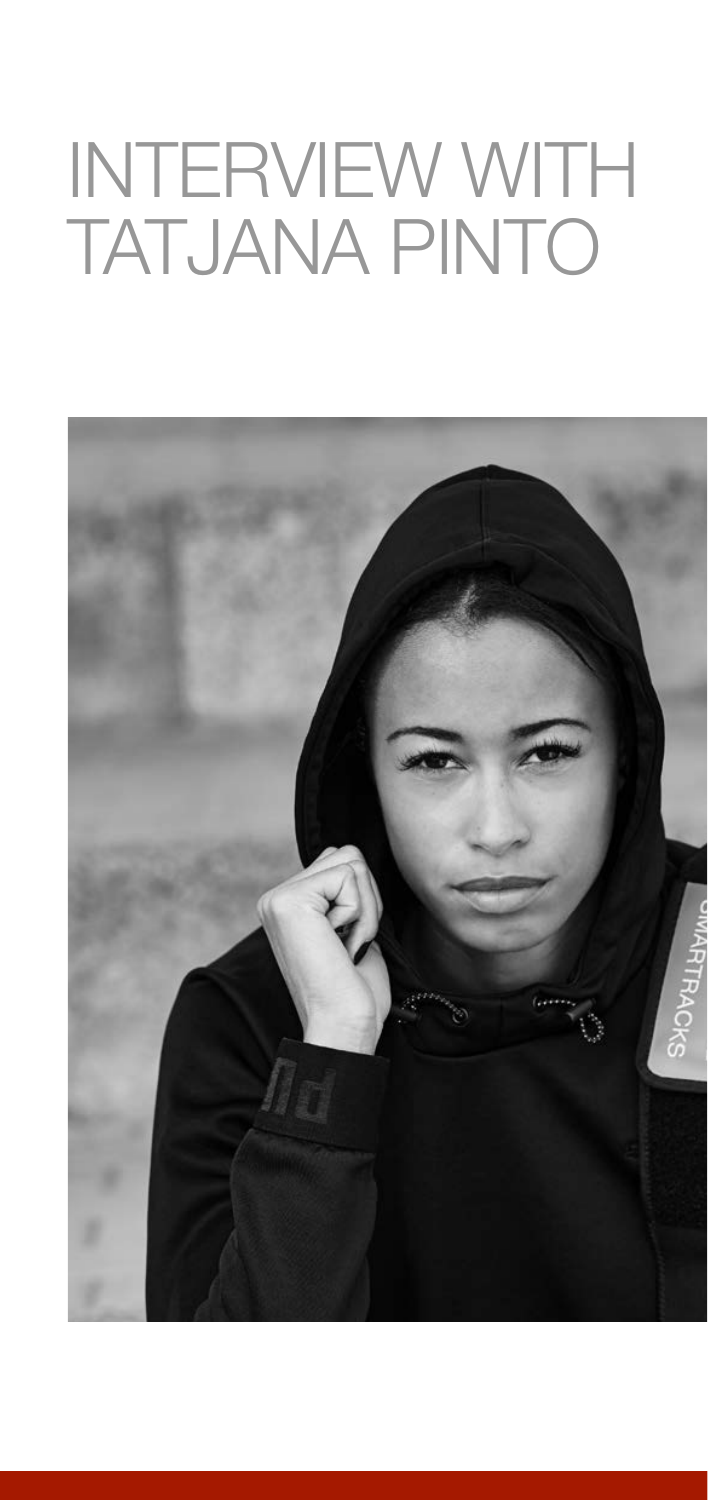# INTERVIEW WITH TATJANA PINTO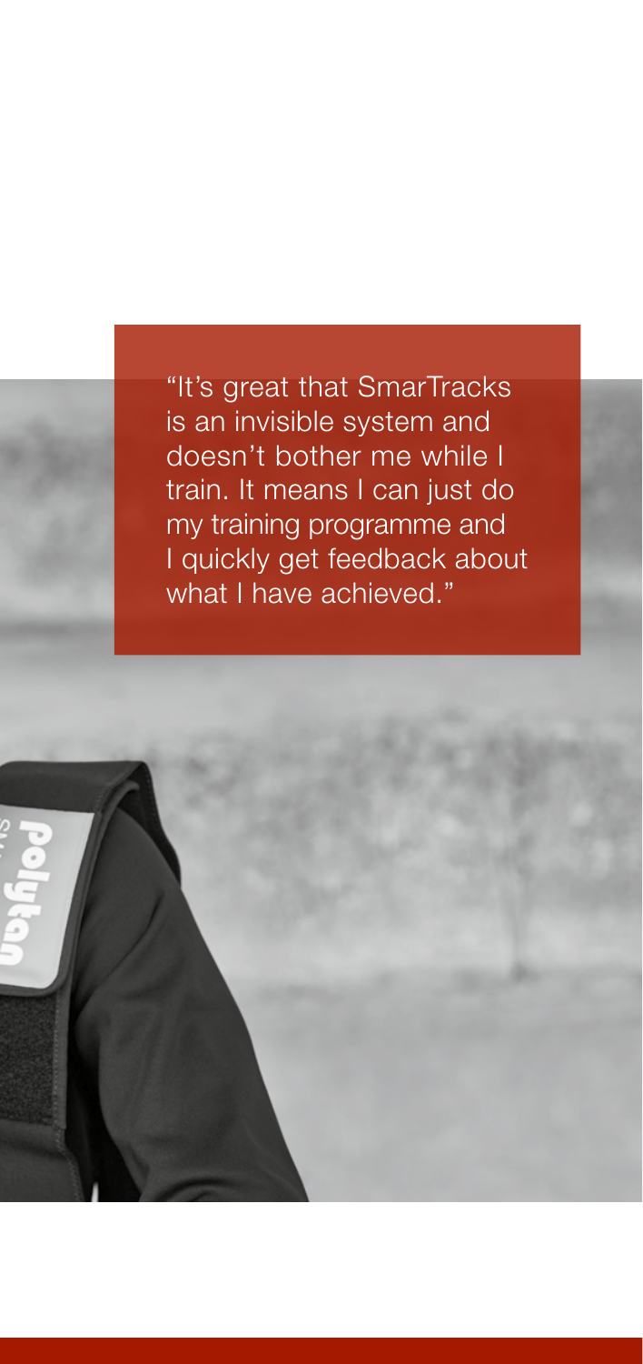"It's great that SmarTracks is an invisible system and doesn't bother me while I train. It means I can just do my training programme and I quickly get feedback about what I have achieved."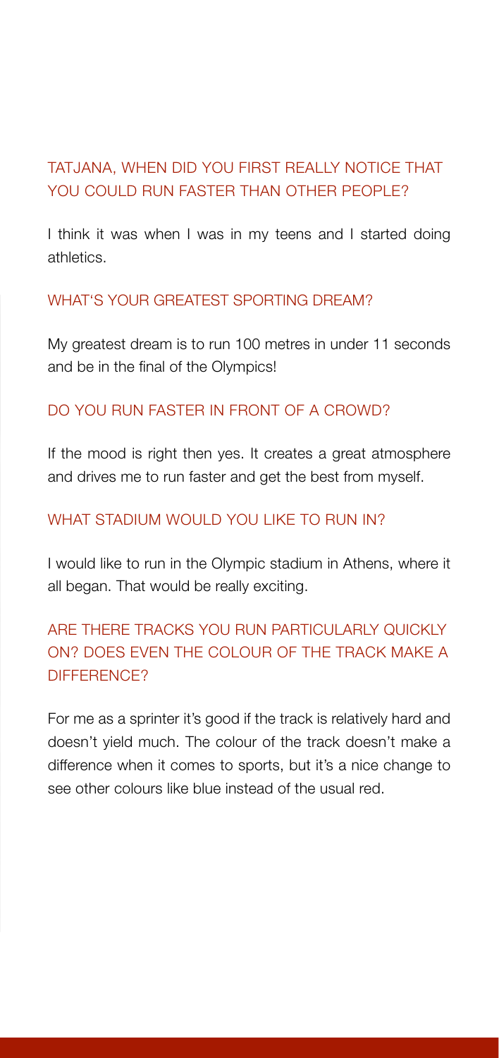## TATJANA, WHEN DID YOU FIRST REALLY NOTICE THAT YOU COULD RUN FASTER THAN OTHER PEOPLE?

I think it was when I was in my teens and I started doing athletics.

## WHAT'S YOUR GREATEST SPORTING DREAM?

My greatest dream is to run 100 metres in under 11 seconds and be in the final of the Olympics!

## DO YOU RUN FASTER IN FRONT OF A CROWD?

If the mood is right then yes. It creates a great atmosphere and drives me to run faster and get the best from myself.

## WHAT STADIUM WOULD YOU LIKE TO RUN IN?

I would like to run in the Olympic stadium in Athens, where it all began. That would be really exciting.

## ARE THERE TRACKS YOU RUN PARTICULARLY QUICKLY ON? DOES EVEN THE COLOUR OF THE TRACK MAKE A DIFFERENCE?

For me as a sprinter it's good if the track is relatively hard and doesn't yield much. The colour of the track doesn't make a difference when it comes to sports, but it's a nice change to see other colours like blue instead of the usual red.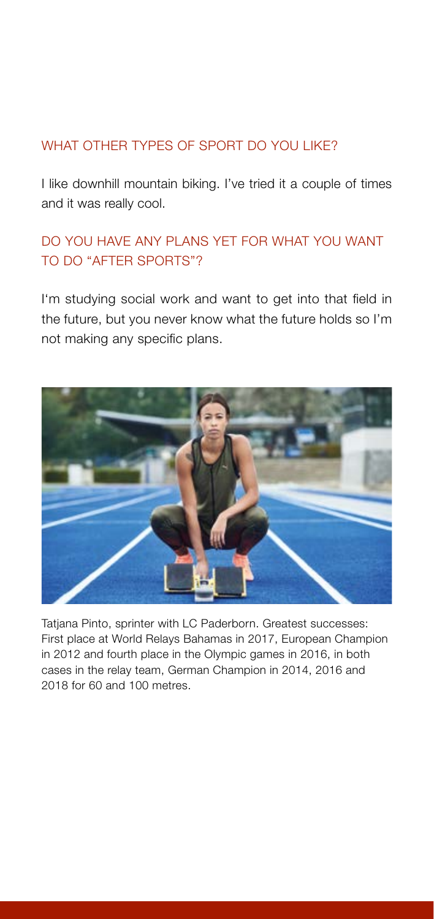## WHAT OTHER TYPES OF SPORT DO YOU LIKE?

I like downhill mountain biking. I've tried it a couple of times and it was really cool.

## DO YOU HAVE ANY PLANS YET FOR WHAT YOU WANT TO DO "AFTER SPORTS"?

I'm studying social work and want to get into that field in the future, but you never know what the future holds so I'm not making any specific plans.

Tatjana Pinto, sprinter with LC Paderborn. Greatest successes: First place at World Relays Bahamas in 2017, European Champion in 2012 and fourth place in the Olympic games in 2016, in both cases in the relay team, German Champion in 2014, 2016 and 2018 for 60 and 100 metres.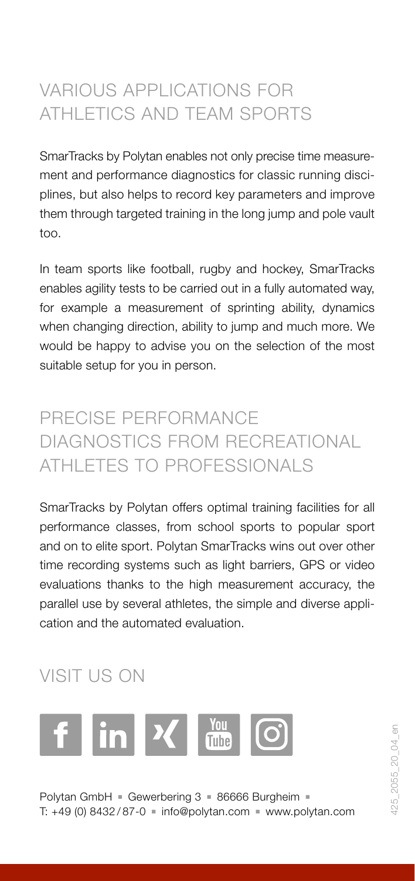## VARIOUS APPLICATIONS FOR ATHLETICS AND TEAM SPORTS

SmarTracks by Polytan enables not only precise time measurement and performance diagnostics for classic running disciplines, but also helps to record key parameters and improve them through targeted training in the long jump and pole vault too.

In team sports like football, rugby and hockey, SmarTracks enables agility tests to be carried out in a fully automated way, for example a measurement of sprinting ability, dynamics when changing direction, ability to jump and much more. We would be happy to advise you on the selection of the most suitable setup for you in person.

## PRECISE PERFORMANCE DIAGNOSTICS FROM RECREATIONAL ATHLETES TO PROFESSIONALS

SmarTracks by Polytan offers optimal training facilities for all performance classes, from school sports to popular sport and on to elite sport. Polytan SmarTracks wins out over other time recording systems such as light barriers, GPS or video evaluations thanks to the high measurement accuracy, the parallel use by several athletes, the simple and diverse application and the automated evaluation.

## VISIT US ON

Polytan GmbH ▪ Gewerbering 3 ▪ 86666 Burgheim ▪
T: +49 (0) 8432/87-0 ▪ info@polytan.com ▪ www.polytan.com

425_2055_20_04_en